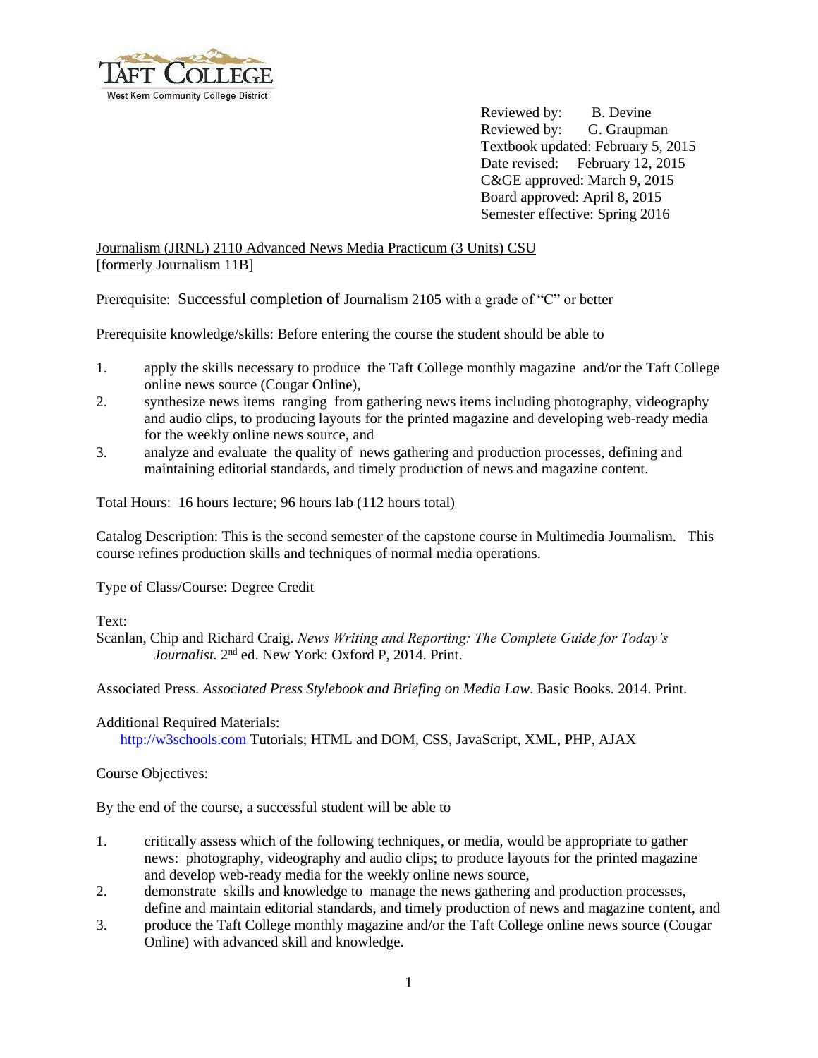Reviewed by: B. Devine
Reviewed by: G. Graupman
Textbook updated: February 5, 2015
Date revised: February 12, 2015
C&GE approved: March 9, 2015
Board approved: April 8, 2015
Semester effective: Spring 2016

Journalism (JRNL) 2110 Advanced News Media Practicum (3 Units) CSU
[formerly Journalism 11B]

Prerequisite: Successful completion of Journalism 2105 with a grade of "C" or better

Prerequisite knowledge/skills: Before entering the course the student should be able to

1. apply the skills necessary to produce the Taft College monthly magazine and/or the Taft College online news source (Cougar Online),
2. synthesize news items ranging from gathering news items including photography, videography and audio clips, to producing layouts for the printed magazine and developing web-ready media for the weekly online news source, and
3. analyze and evaluate the quality of news gathering and production processes, defining and maintaining editorial standards, and timely production of news and magazine content.

Total Hours: 16 hours lecture; 96 hours lab (112 hours total)

Catalog Description: This is the second semester of the capstone course in Multimedia Journalism. This course refines production skills and techniques of normal media operations.

Type of Class/Course: Degree Credit

Text:

Scanlan, Chip and Richard Craig. *News Writing and Reporting: The Complete Guide for Today's Journalist.* 2nd ed. New York: Oxford P, 2014. Print.

Associated Press. *Associated Press Stylebook and Briefing on Media Law*. Basic Books. 2014. Print.

Additional Required Materials:
http://w3schools.com Tutorials; HTML and DOM, CSS, JavaScript, XML, PHP, AJAX

Course Objectives:

By the end of the course, a successful student will be able to

1. critically assess which of the following techniques, or media, would be appropriate to gather news: photography, videography and audio clips; to produce layouts for the printed magazine and develop web-ready media for the weekly online news source,
2. demonstrate skills and knowledge to manage the news gathering and production processes, define and maintain editorial standards, and timely production of news and magazine content, and
3. produce the Taft College monthly magazine and/or the Taft College online news source (Cougar Online) with advanced skill and knowledge.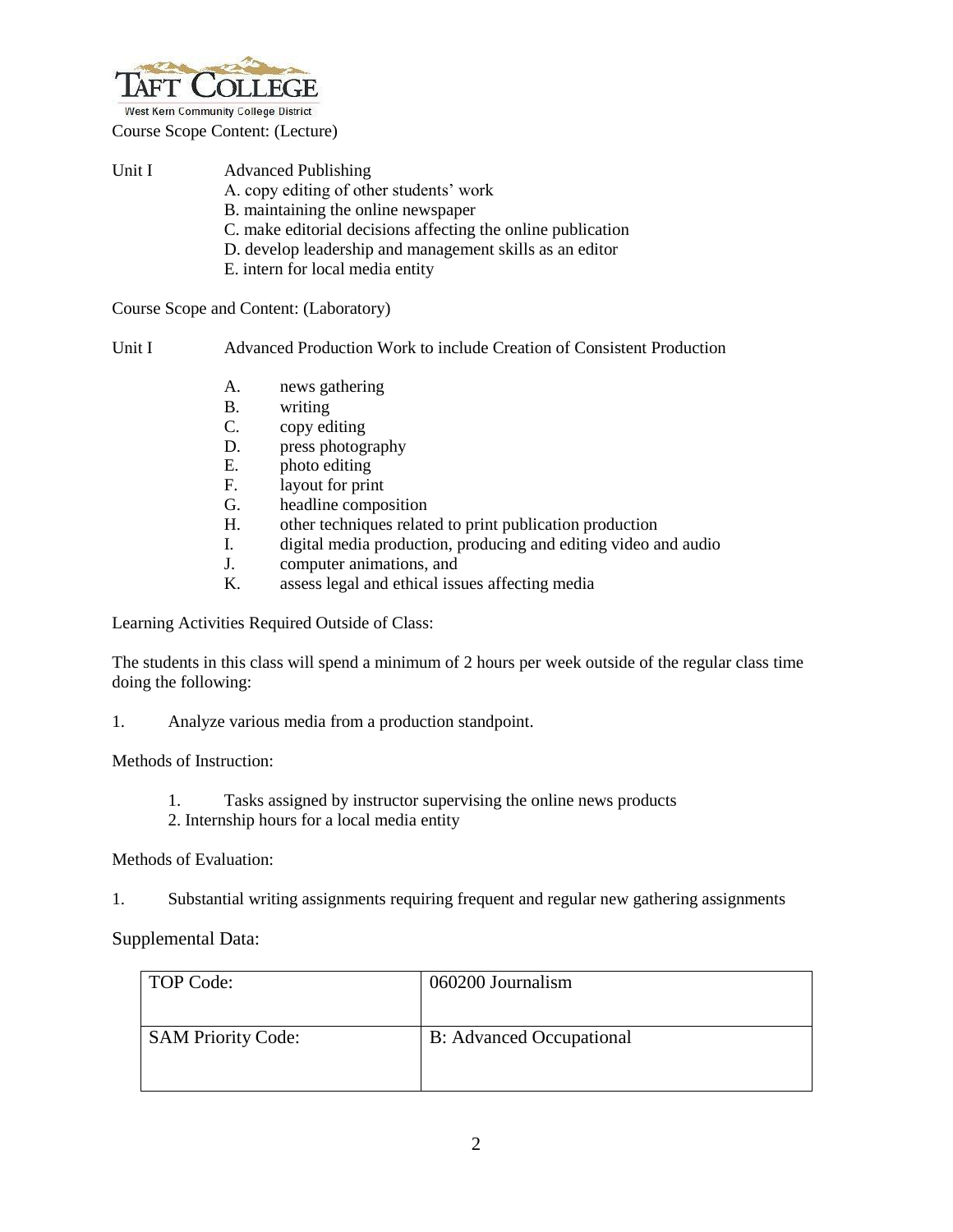Course Scope Content: (Lecture)

Unit I Advanced Publishing

A. copy editing of other students' work
B. maintaining the online newspaper
C. make editorial decisions affecting the online publication
D. develop leadership and management skills as an editor
E. intern for local media entity

Course Scope and Content: (Laboratory)

Unit I Advanced Production Work to include Creation of Consistent Production

A. news gathering
B. writing
C. copy editing
D. press photography
E. photo editing
F. layout for print
G. headline composition
H. other techniques related to print publication production
I. digital media production, producing and editing video and audio
J. computer animations, and
K. assess legal and ethical issues affecting media

Learning Activities Required Outside of Class:

The students in this class will spend a minimum of 2 hours per week outside of the regular class time doing the following:

1. Analyze various media from a production standpoint.

Methods of Instruction:

1. Tasks assigned by instructor supervising the online news products
2. Internship hours for a local media entity

Methods of Evaluation:

1. Substantial writing assignments requiring frequent and regular new gathering assignments

Supplemental Data:

| TOP Code: | 060200 Journalism |
|---|---|
| SAM Priority Code: | B: Advanced Occupational |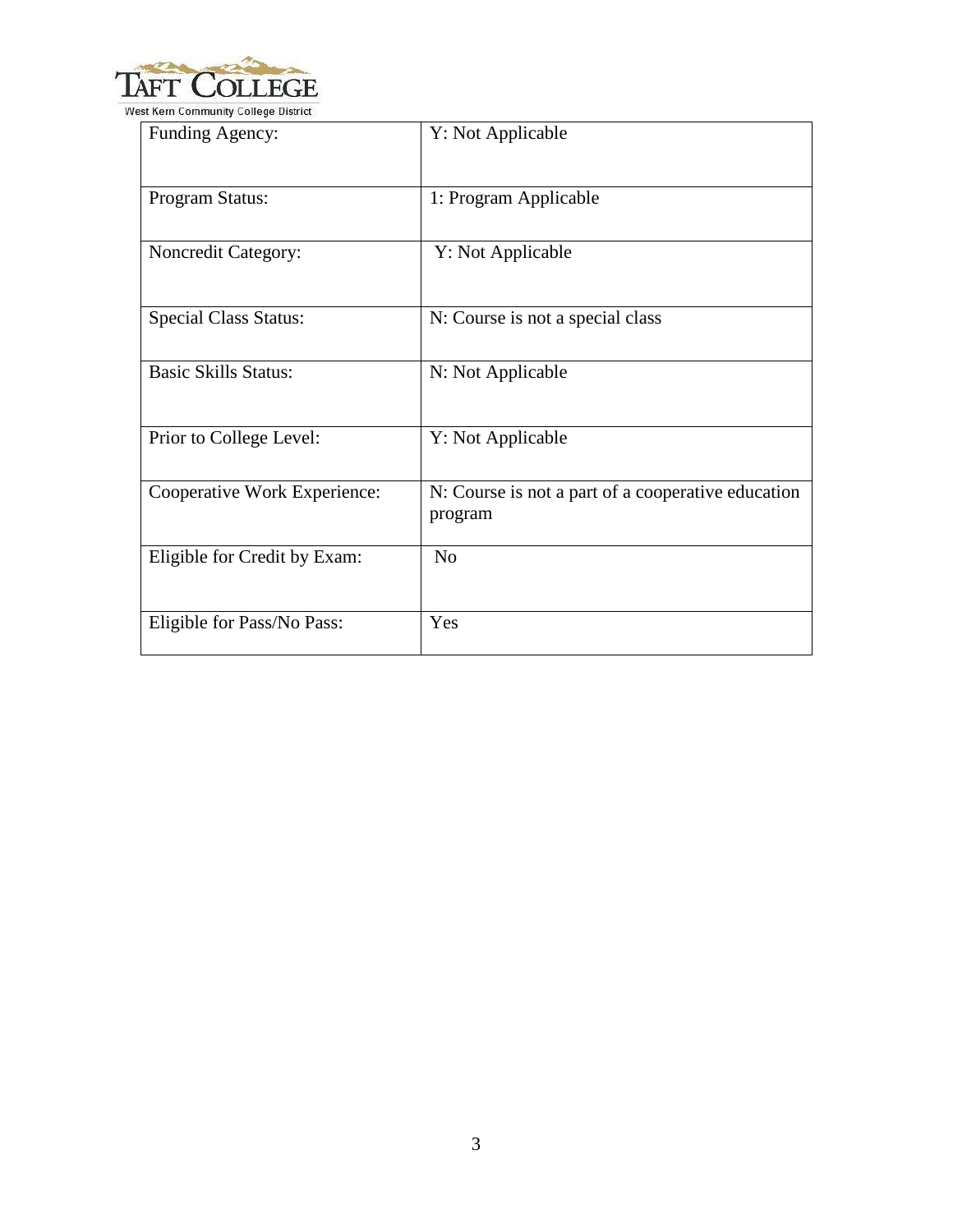| | |
|---|---|
| Funding Agency: | Y: Not Applicable |
| Program Status: | 1: Program Applicable |
| Noncredit Category: | Y: Not Applicable |
| Special Class Status: | N: Course is not a special class |
| Basic Skills Status: | N: Not Applicable |
| Prior to College Level: | Y: Not Applicable |
| Cooperative Work Experience: | N: Course is not a part of a cooperative education program |
| Eligible for Credit by Exam: | No |
| Eligible for Pass/No Pass: | Yes |